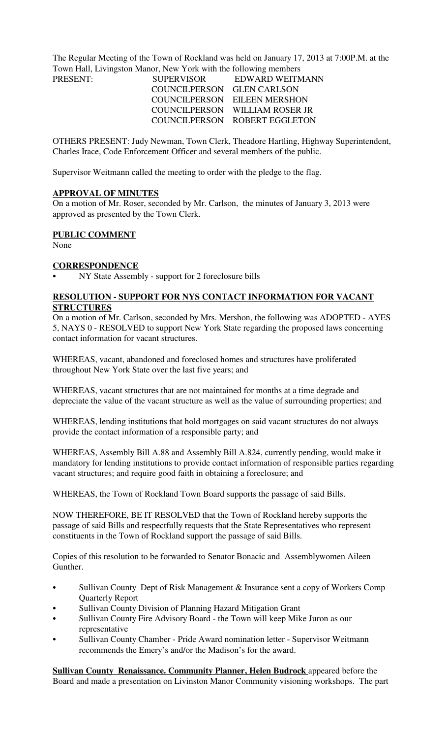The Regular Meeting of the Town of Rockland was held on January 17, 2013 at 7:00P.M. at the Town Hall, Livingston Manor, New York with the following members

| PRESENT: | SUPERVISOR | EDWARD WEITMANN |
|---|---|---|
| | COUNCILPERSON | GLEN CARLSON |
| | COUNCILPERSON | EILEEN MERSHON |
| | COUNCILPERSON | WILLIAM ROSER JR |
| | COUNCILPERSON | ROBERT EGGLETON |

OTHERS PRESENT: Judy Newman, Town Clerk, Theadore Hartling, Highway Superintendent, Charles Irace, Code Enforcement Officer and several members of the public.

Supervisor Weitmann called the meeting to order with the pledge to the flag.

**APPROVAL OF MINUTES**

On a motion of Mr. Roser, seconded by Mr. Carlson, the minutes of January 3, 2013 were approved as presented by the Town Clerk.

**PUBLIC COMMENT**

None

**CORRESPONDENCE**

- NY State Assembly - support for 2 foreclosure bills

**RESOLUTION - SUPPORT FOR NYS CONTACT INFORMATION FOR VACANT STRUCTURES**

On a motion of Mr. Carlson, seconded by Mrs. Mershon, the following was ADOPTED - AYES 5, NAYS 0 - RESOLVED to support New York State regarding the proposed laws concerning contact information for vacant structures.

WHEREAS, vacant, abandoned and foreclosed homes and structures have proliferated throughout New York State over the last five years; and

WHEREAS, vacant structures that are not maintained for months at a time degrade and depreciate the value of the vacant structure as well as the value of surrounding properties; and

WHEREAS, lending institutions that hold mortgages on said vacant structures do not always provide the contact information of a responsible party; and

WHEREAS, Assembly Bill A.88 and Assembly Bill A.824, currently pending, would make it mandatory for lending institutions to provide contact information of responsible parties regarding vacant structures; and require good faith in obtaining a foreclosure; and

WHEREAS, the Town of Rockland Town Board supports the passage of said Bills.

NOW THEREFORE, BE IT RESOLVED that the Town of Rockland hereby supports the passage of said Bills and respectfully requests that the State Representatives who represent constituents in the Town of Rockland support the passage of said Bills.

Copies of this resolution to be forwarded to Senator Bonacic and Assemblywomen Aileen Gunther.

- Sullivan County Dept of Risk Management & Insurance sent a copy of Workers Comp Quarterly Report
- Sullivan County Division of Planning Hazard Mitigation Grant
- Sullivan County Fire Advisory Board - the Town will keep Mike Juron as our representative
- Sullivan County Chamber - Pride Award nomination letter - Supervisor Weitmann recommends the Emery's and/or the Madison's for the award.

**Sullivan County Renaissance. Community Planner, Helen Budrock** appeared before the Board and made a presentation on Livinston Manor Community visioning workshops. The part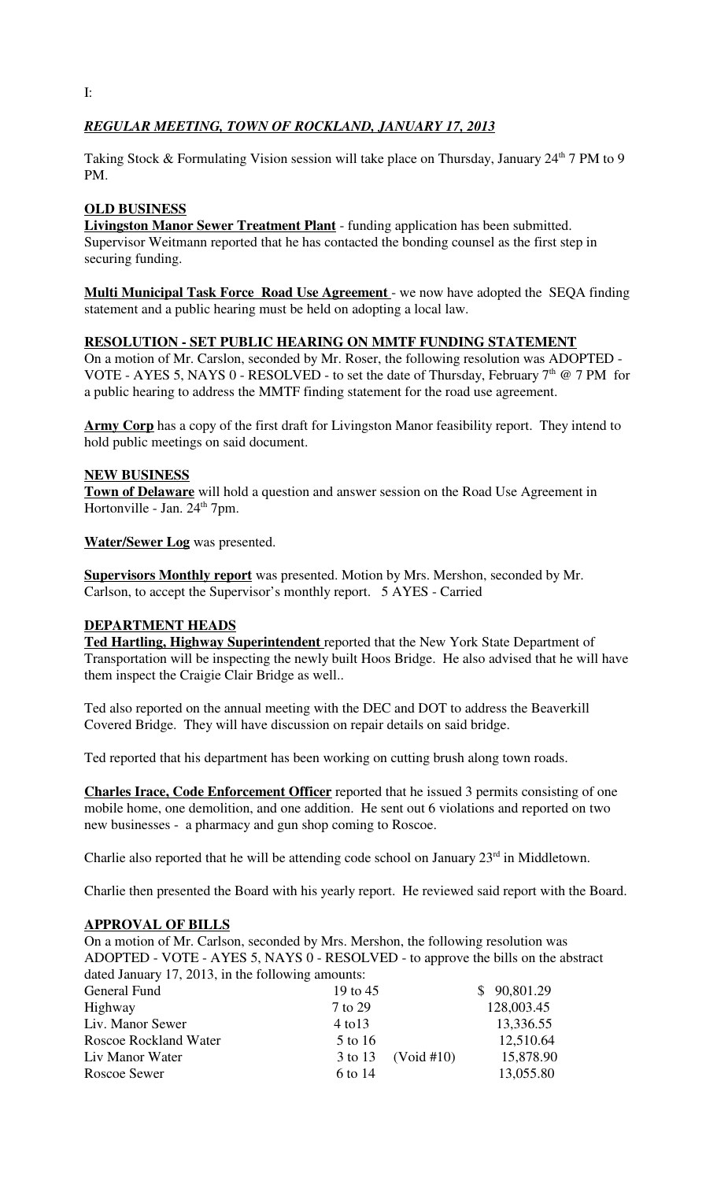I:

***REGULAR MEETING, TOWN OF ROCKLAND, JANUARY 17, 2013***

Taking Stock & Formulating Vision session will take place on Thursday, January 24th 7 PM to 9 PM.

**OLD BUSINESS**

**Livingston Manor Sewer Treatment Plant** - funding application has been submitted. Supervisor Weitmann reported that he has contacted the bonding counsel as the first step in securing funding.

**Multi Municipal Task Force Road Use Agreement** - we now have adopted the SEQA finding statement and a public hearing must be held on adopting a local law.

**RESOLUTION - SET PUBLIC HEARING ON MMTF FUNDING STATEMENT**

On a motion of Mr. Carslon, seconded by Mr. Roser, the following resolution was ADOPTED - VOTE - AYES 5, NAYS 0 - RESOLVED - to set the date of Thursday, February 7th @ 7 PM for a public hearing to address the MMTF finding statement for the road use agreement.

**Army Corp** has a copy of the first draft for Livingston Manor feasibility report. They intend to hold public meetings on said document.

**NEW BUSINESS**

**Town of Delaware** will hold a question and answer session on the Road Use Agreement in Hortonville - Jan. 24th 7pm.

**Water/Sewer Log** was presented.

**Supervisors Monthly report** was presented. Motion by Mrs. Mershon, seconded by Mr. Carlson, to accept the Supervisor's monthly report. 5 AYES - Carried

**DEPARTMENT HEADS**

**Ted Hartling, Highway Superintendent** reported that the New York State Department of Transportation will be inspecting the newly built Hoos Bridge. He also advised that he will have them inspect the Craigie Clair Bridge as well..

Ted also reported on the annual meeting with the DEC and DOT to address the Beaverkill Covered Bridge. They will have discussion on repair details on said bridge.

Ted reported that his department has been working on cutting brush along town roads.

**Charles Irace, Code Enforcement Officer** reported that he issued 3 permits consisting of one mobile home, one demolition, and one addition. He sent out 6 violations and reported on two new businesses - a pharmacy and gun shop coming to Roscoe.

Charlie also reported that he will be attending code school on January 23rd in Middletown.

Charlie then presented the Board with his yearly report. He reviewed said report with the Board.

**APPROVAL OF BILLS**

On a motion of Mr. Carlson, seconded by Mrs. Mershon, the following resolution was ADOPTED - VOTE - AYES 5, NAYS 0 - RESOLVED - to approve the bills on the abstract dated January 17, 2013, in the following amounts:

| | | | |
|---|---|---|---|
| General Fund | 19 to 45 | | $ 90,801.29 |
| Highway | 7 to 29 | | 128,003.45 |
| Liv. Manor Sewer | 4 to13 | | 13,336.55 |
| Roscoe Rockland Water | 5 to 16 | | 12,510.64 |
| Liv Manor Water | 3 to 13 | (Void #10) | 15,878.90 |
| Roscoe Sewer | 6 to 14 | | 13,055.80 |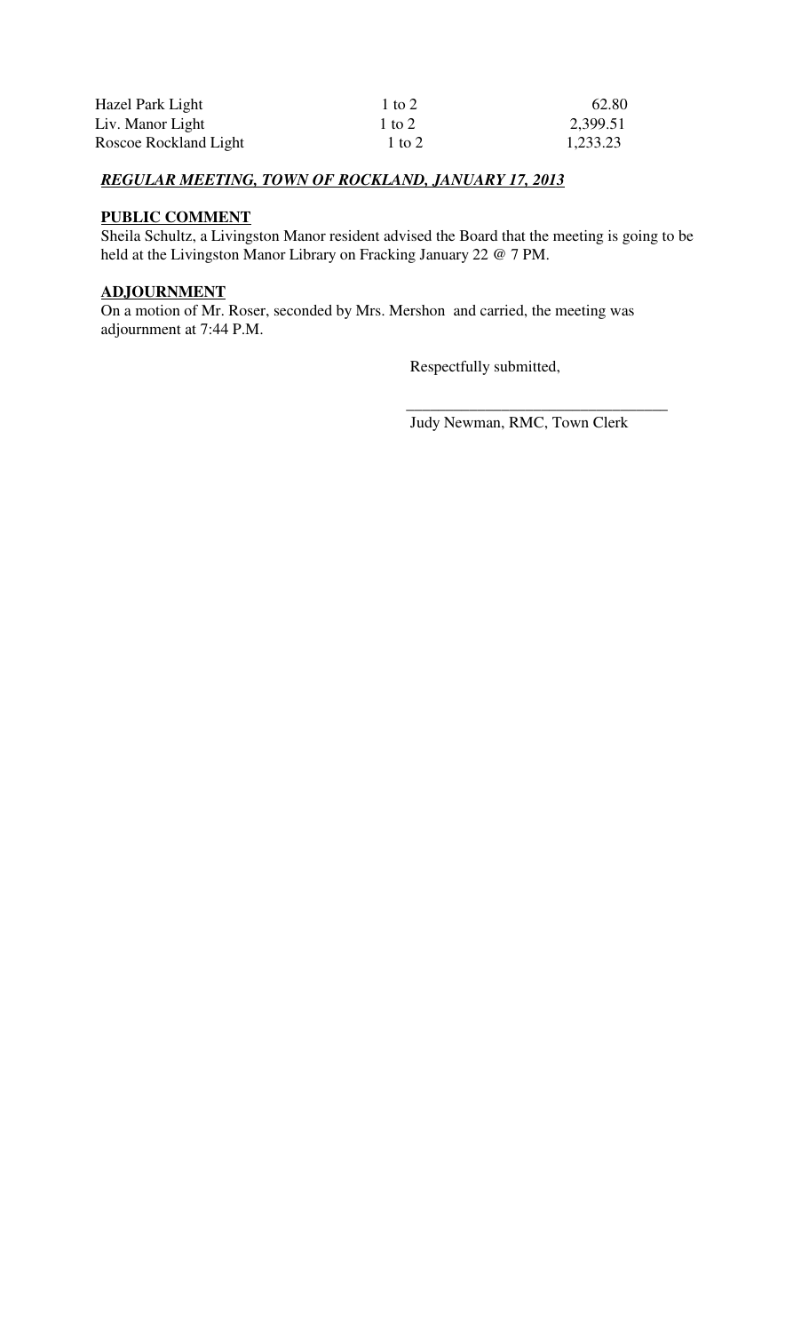| | | |
|---|---|---|
| Hazel Park Light | 1 to 2 | 62.80 |
| Liv. Manor Light | 1 to 2 | 2,399.51 |
| Roscoe Rockland Light | 1 to 2 | 1,233.23 |

***REGULAR MEETING, TOWN OF ROCKLAND, JANUARY 17, 2013***

**PUBLIC COMMENT**

Sheila Schultz, a Livingston Manor resident advised the Board that the meeting is going to be held at the Livingston Manor Library on Fracking January 22 @ 7 PM.

**ADJOURNMENT**

On a motion of Mr. Roser, seconded by Mrs. Mershon and carried, the meeting was adjournment at 7:44 P.M.

Respectfully submitted,

_________________________________

Judy Newman, RMC, Town Clerk